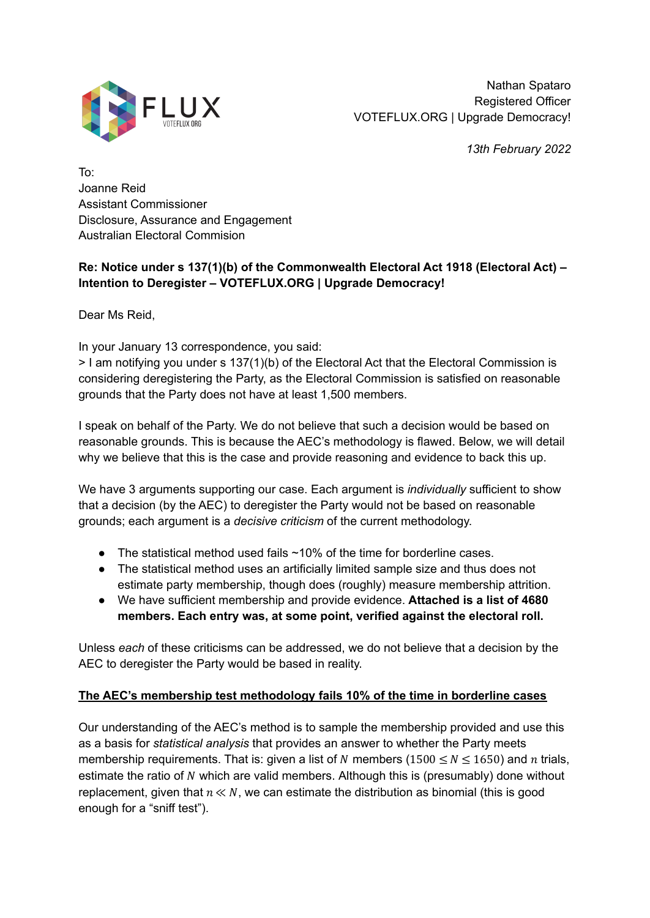Nathan Spataro
Registered Officer
VOTEFLUX.ORG | Upgrade Democracy!

*13th February 2022*

To:
Joanne Reid
Assistant Commissioner
Disclosure, Assurance and Engagement
Australian Electoral Commision

**Re: Notice under s 137(1)(b) of the Commonwealth Electoral Act 1918 (Electoral Act) – Intention to Deregister – VOTEFLUX.ORG | Upgrade Democracy!**

Dear Ms Reid,

In your January 13 correspondence, you said:

> I am notifying you under s 137(1)(b) of the Electoral Act that the Electoral Commission is considering deregistering the Party, as the Electoral Commission is satisfied on reasonable grounds that the Party does not have at least 1,500 members.

I speak on behalf of the Party. We do not believe that such a decision would be based on reasonable grounds. This is because the AEC's methodology is flawed. Below, we will detail why we believe that this is the case and provide reasoning and evidence to back this up.

We have 3 arguments supporting our case. Each argument is *individually* sufficient to show that a decision (by the AEC) to deregister the Party would not be based on reasonable grounds; each argument is a *decisive criticism* of the current methodology.

- The statistical method used fails ~10% of the time for borderline cases.
- The statistical method uses an artificially limited sample size and thus does not estimate party membership, though does (roughly) measure membership attrition.
- We have sufficient membership and provide evidence. **Attached is a list of 4680 members. Each entry was, at some point, verified against the electoral roll.**

Unless *each* of these criticisms can be addressed, we do not believe that a decision by the AEC to deregister the Party would be based in reality.

<u>**The AEC's membership test methodology fails 10% of the time in borderline cases**</u>

Our understanding of the AEC's method is to sample the membership provided and use this as a basis for *statistical analysis* that provides an answer to whether the Party meets membership requirements. That is: given a list of $N$ members $(1500 \leq N \leq 1650)$ and $n$ trials, estimate the ratio of $N$ which are valid members. Although this is (presumably) done without replacement, given that $n \ll N$, we can estimate the distribution as binomial (this is good enough for a "sniff test").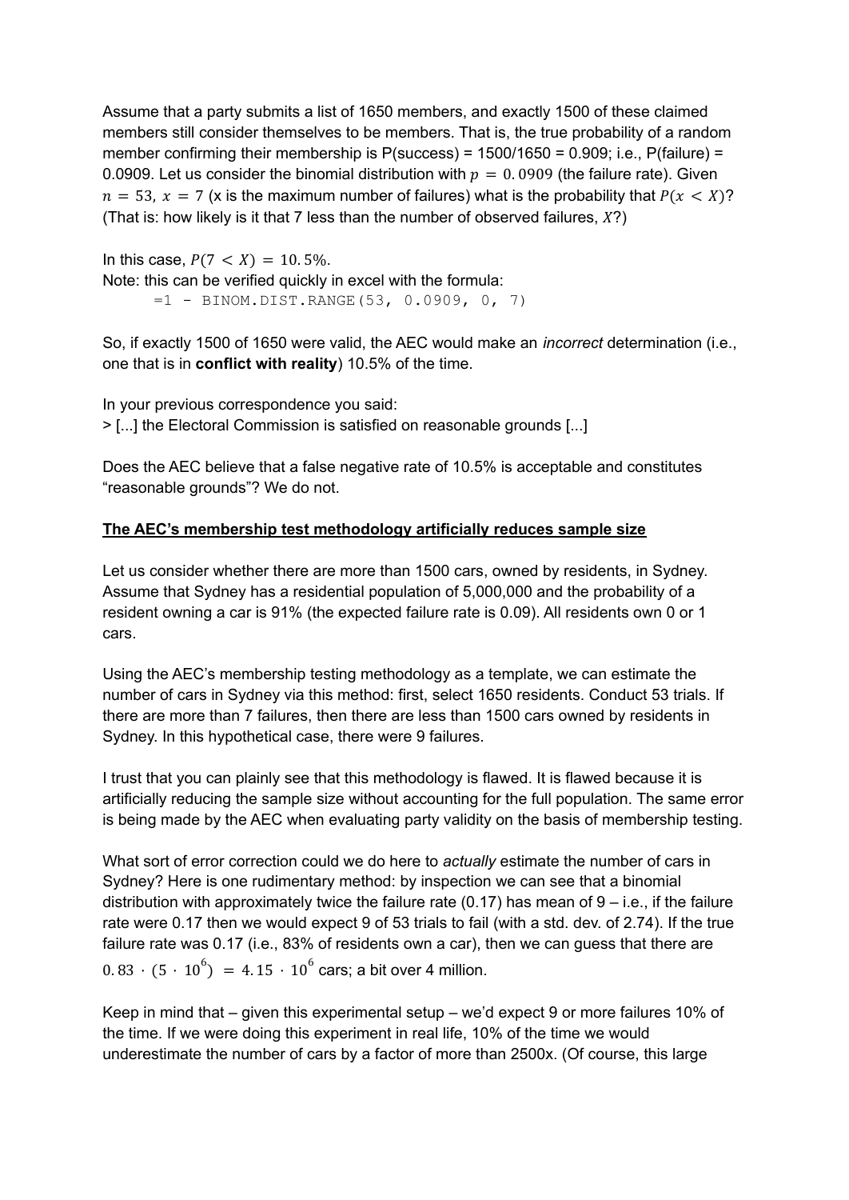Assume that a party submits a list of 1650 members, and exactly 1500 of these claimed members still consider themselves to be members. That is, the true probability of a random member confirming their membership is P(success) = 1500/1650 = 0.909; i.e., P(failure) = 0.0909. Let us consider the binomial distribution with $p = 0.0909$ (the failure rate). Given $n = 53$, $x = 7$ (x is the maximum number of failures) what is the probability that $P(x < X)$? (That is: how likely is it that 7 less than the number of observed failures, $X$?)

In this case, $P(7 < X) = 10.5\%$.
Note: this can be verified quickly in excel with the formula:

```
=1 - BINOM.DIST.RANGE(53, 0.0909, 0, 7)
```

So, if exactly 1500 of 1650 were valid, the AEC would make an *incorrect* determination (i.e., one that is in **conflict with reality**) 10.5% of the time.

In your previous correspondence you said:
> [...] the Electoral Commission is satisfied on reasonable grounds [...]

Does the AEC believe that a false negative rate of 10.5% is acceptable and constitutes "reasonable grounds"? We do not.

**The AEC's membership test methodology artificially reduces sample size**

Let us consider whether there are more than 1500 cars, owned by residents, in Sydney. Assume that Sydney has a residential population of 5,000,000 and the probability of a resident owning a car is 91% (the expected failure rate is 0.09). All residents own 0 or 1 cars.

Using the AEC's membership testing methodology as a template, we can estimate the number of cars in Sydney via this method: first, select 1650 residents. Conduct 53 trials. If there are more than 7 failures, then there are less than 1500 cars owned by residents in Sydney. In this hypothetical case, there were 9 failures.

I trust that you can plainly see that this methodology is flawed. It is flawed because it is artificially reducing the sample size without accounting for the full population. The same error is being made by the AEC when evaluating party validity on the basis of membership testing.

What sort of error correction could we do here to *actually* estimate the number of cars in Sydney? Here is one rudimentary method: by inspection we can see that a binomial distribution with approximately twice the failure rate (0.17) has mean of 9 – i.e., if the failure rate were 0.17 then we would expect 9 of 53 trials to fail (with a std. dev. of 2.74). If the true failure rate was 0.17 (i.e., 83% of residents own a car), then we can guess that there are $0.83 \cdot (5 \cdot 10^6) = 4.15 \cdot 10^6$ cars; a bit over 4 million.

Keep in mind that – given this experimental setup – we'd expect 9 or more failures 10% of the time. If we were doing this experiment in real life, 10% of the time we would underestimate the number of cars by a factor of more than 2500x. (Of course, this large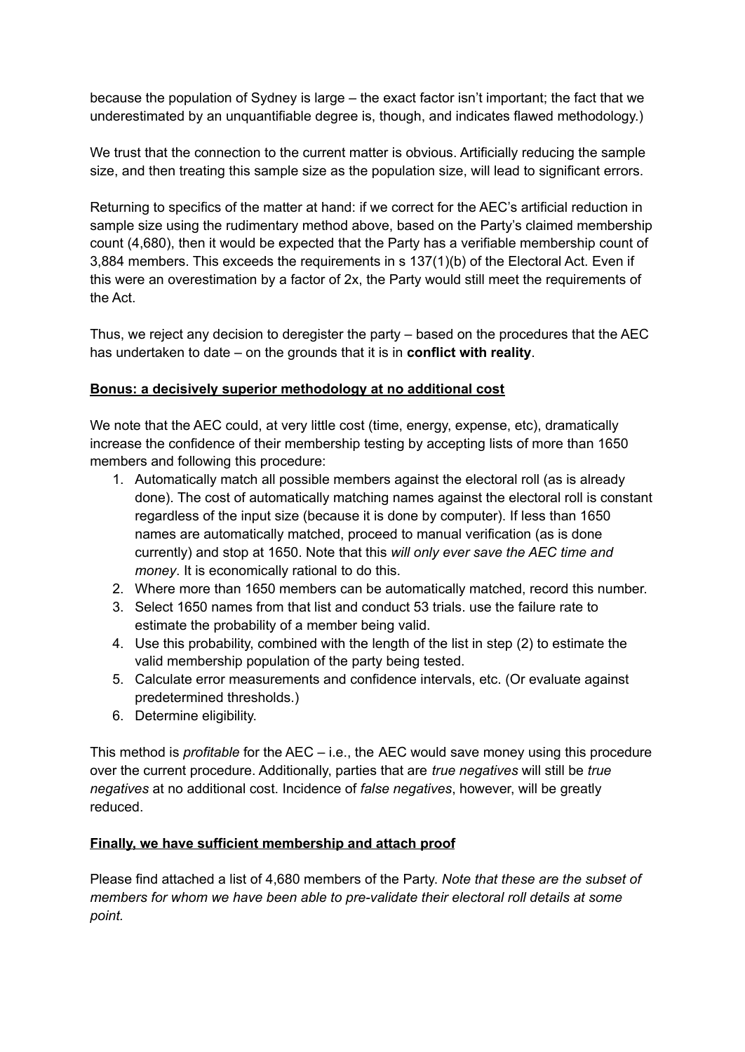because the population of Sydney is large – the exact factor isn't important; the fact that we underestimated by an unquantifiable degree is, though, and indicates flawed methodology.)

We trust that the connection to the current matter is obvious. Artificially reducing the sample size, and then treating this sample size as the population size, will lead to significant errors.

Returning to specifics of the matter at hand: if we correct for the AEC's artificial reduction in sample size using the rudimentary method above, based on the Party's claimed membership count (4,680), then it would be expected that the Party has a verifiable membership count of 3,884 members. This exceeds the requirements in s 137(1)(b) of the Electoral Act. Even if this were an overestimation by a factor of 2x, the Party would still meet the requirements of the Act.

Thus, we reject any decision to deregister the party – based on the procedures that the AEC has undertaken to date – on the grounds that it is in **conflict with reality**.

## <u>Bonus: a decisively superior methodology at no additional cost</u>

We note that the AEC could, at very little cost (time, energy, expense, etc), dramatically increase the confidence of their membership testing by accepting lists of more than 1650 members and following this procedure:

1. Automatically match all possible members against the electoral roll (as is already done). The cost of automatically matching names against the electoral roll is constant regardless of the input size (because it is done by computer). If less than 1650 names are automatically matched, proceed to manual verification (as is done currently) and stop at 1650. Note that this *will only ever save the AEC time and money*. It is economically rational to do this.
2. Where more than 1650 members can be automatically matched, record this number.
3. Select 1650 names from that list and conduct 53 trials. use the failure rate to estimate the probability of a member being valid.
4. Use this probability, combined with the length of the list in step (2) to estimate the valid membership population of the party being tested.
5. Calculate error measurements and confidence intervals, etc. (Or evaluate against predetermined thresholds.)
6. Determine eligibility.

This method is *profitable* for the AEC – i.e., the AEC would save money using this procedure over the current procedure. Additionally, parties that are *true negatives* will still be *true negatives* at no additional cost. Incidence of *false negatives*, however, will be greatly reduced.

## <u>Finally, we have sufficient membership and attach proof</u>

Please find attached a list of 4,680 members of the Party. *Note that these are the subset of members for whom we have been able to pre-validate their electoral roll details at some point.*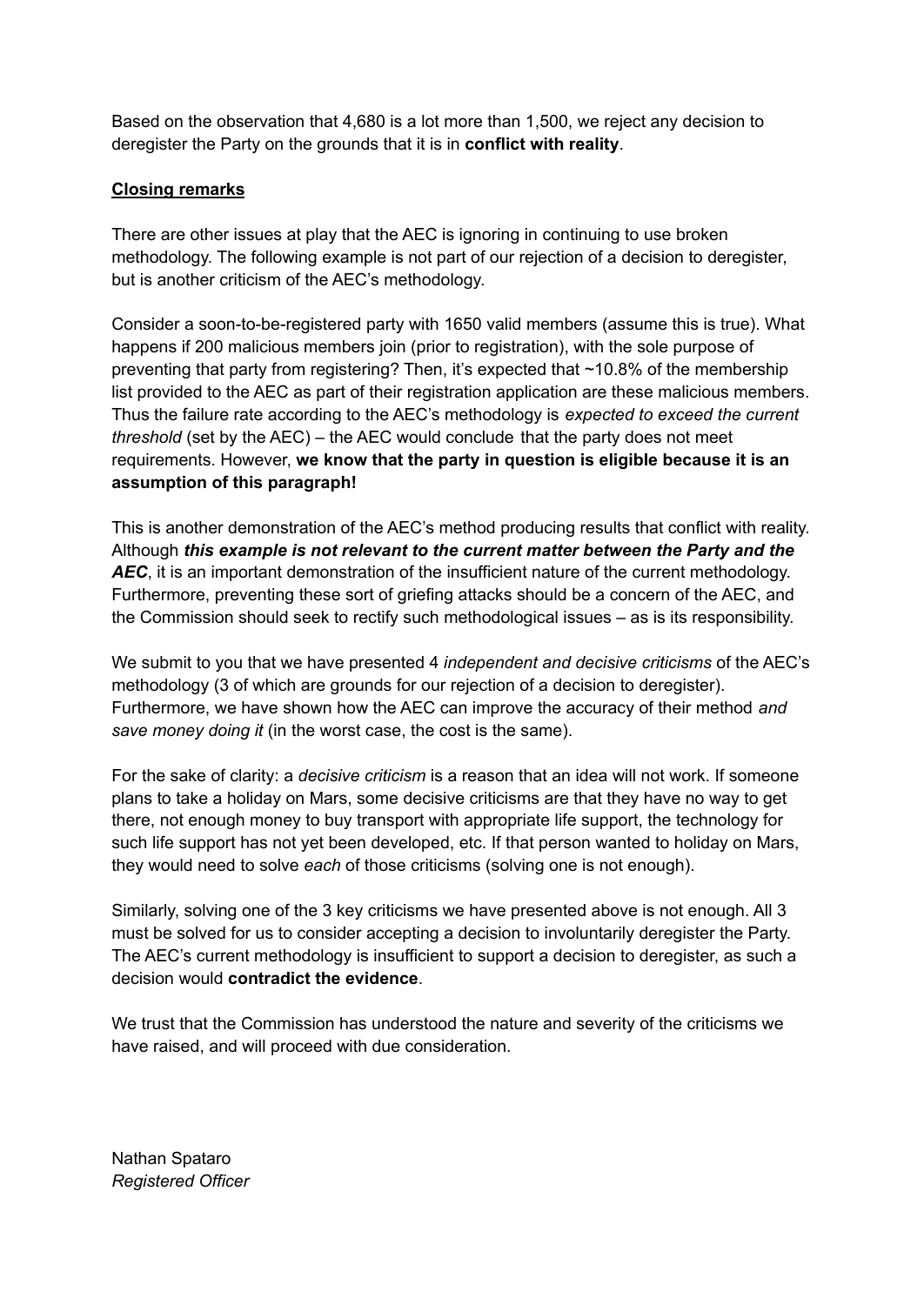Based on the observation that 4,680 is a lot more than 1,500, we reject any decision to deregister the Party on the grounds that it is in **conflict with reality**.

## Closing remarks

There are other issues at play that the AEC is ignoring in continuing to use broken methodology. The following example is not part of our rejection of a decision to deregister, but is another criticism of the AEC's methodology.

Consider a soon-to-be-registered party with 1650 valid members (assume this is true). What happens if 200 malicious members join (prior to registration), with the sole purpose of preventing that party from registering? Then, it's expected that ~10.8% of the membership list provided to the AEC as part of their registration application are these malicious members. Thus the failure rate according to the AEC's methodology is *expected to exceed the current threshold* (set by the AEC) – the AEC would conclude that the party does not meet requirements. However, **we know that the party in question is eligible because it is an assumption of this paragraph!**

This is another demonstration of the AEC's method producing results that conflict with reality. Although ***this example is not relevant to the current matter between the Party and the AEC***, it is an important demonstration of the insufficient nature of the current methodology. Furthermore, preventing these sort of griefing attacks should be a concern of the AEC, and the Commission should seek to rectify such methodological issues – as is its responsibility.

We submit to you that we have presented 4 *independent and decisive criticisms* of the AEC's methodology (3 of which are grounds for our rejection of a decision to deregister). Furthermore, we have shown how the AEC can improve the accuracy of their method *and save money doing it* (in the worst case, the cost is the same).

For the sake of clarity: a *decisive criticism* is a reason that an idea will not work. If someone plans to take a holiday on Mars, some decisive criticisms are that they have no way to get there, not enough money to buy transport with appropriate life support, the technology for such life support has not yet been developed, etc. If that person wanted to holiday on Mars, they would need to solve *each* of those criticisms (solving one is not enough).

Similarly, solving one of the 3 key criticisms we have presented above is not enough. All 3 must be solved for us to consider accepting a decision to involuntarily deregister the Party. The AEC's current methodology is insufficient to support a decision to deregister, as such a decision would **contradict the evidence**.

We trust that the Commission has understood the nature and severity of the criticisms we have raised, and will proceed with due consideration.

Nathan Spataro
*Registered Officer*